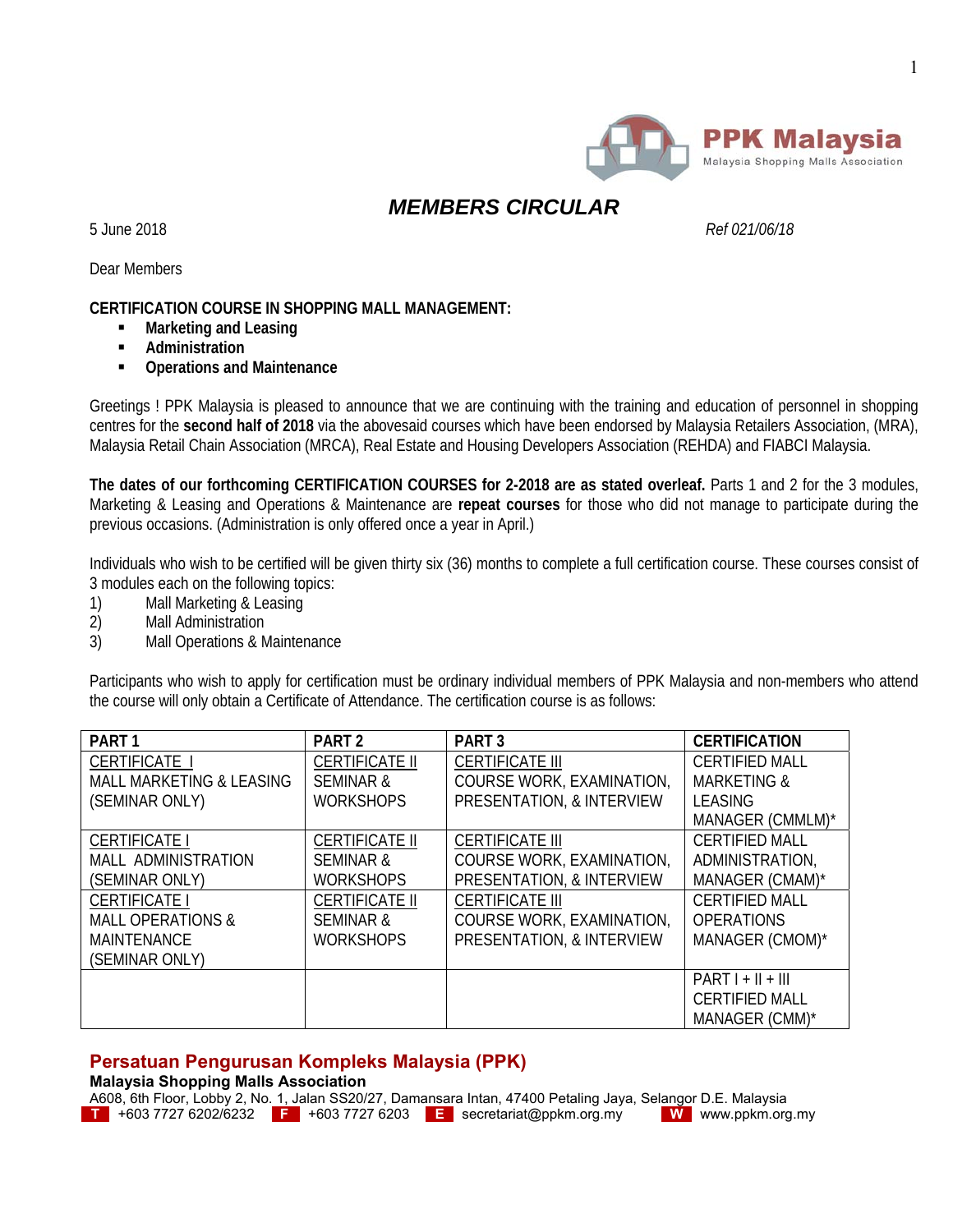PPK Malaysia
Malaysia Shopping Malls Association

# *MEMBERS CIRCULAR*

5 June 2018 *Ref 021/06/18*

Dear Members

**CERTIFICATION COURSE IN SHOPPING MALL MANAGEMENT:**

- **Marketing and Leasing**
- **Administration**
- **Operations and Maintenance**

Greetings ! PPK Malaysia is pleased to announce that we are continuing with the training and education of personnel in shopping centres for the **second half of 2018** via the abovesaid courses which have been endorsed by Malaysia Retailers Association, (MRA), Malaysia Retail Chain Association (MRCA), Real Estate and Housing Developers Association (REHDA) and FIABCI Malaysia.

**The dates of our forthcoming CERTIFICATION COURSES for 2-2018 are as stated overleaf.** Parts 1 and 2 for the 3 modules, Marketing & Leasing and Operations & Maintenance are **repeat courses** for those who did not manage to participate during the previous occasions. (Administration is only offered once a year in April.)

Individuals who wish to be certified will be given thirty six (36) months to complete a full certification course. These courses consist of 3 modules each on the following topics:

1) Mall Marketing & Leasing
2) Mall Administration
3) Mall Operations & Maintenance

Participants who wish to apply for certification must be ordinary individual members of PPK Malaysia and non-members who attend the course will only obtain a Certificate of Attendance. The certification course is as follows:

| **PART 1** | **PART 2** | **PART 3** | **CERTIFICATION** |
|---|---|---|---|
| CERTIFICATE I<br>MALL MARKETING & LEASING (SEMINAR ONLY) | CERTIFICATE II<br>SEMINAR & WORKSHOPS | CERTIFICATE III<br>COURSE WORK, EXAMINATION, PRESENTATION, & INTERVIEW | CERTIFIED MALL MARKETING & LEASING MANAGER (CMMLM)* |
| CERTIFICATE I<br>MALL ADMINISTRATION (SEMINAR ONLY) | CERTIFICATE II<br>SEMINAR & WORKSHOPS | CERTIFICATE III<br>COURSE WORK, EXAMINATION, PRESENTATION, & INTERVIEW | CERTIFIED MALL ADMINISTRATION, MANAGER (CMAM)* |
| CERTIFICATE I<br>MALL OPERATIONS & MAINTENANCE (SEMINAR ONLY) | CERTIFICATE II<br>SEMINAR & WORKSHOPS | CERTIFICATE III<br>COURSE WORK, EXAMINATION, PRESENTATION, & INTERVIEW | CERTIFIED MALL OPERATIONS MANAGER (CMOM)* |
| | | | PART I + II + III<br>CERTIFIED MALL MANAGER (CMM)* |

**Persatuan Pengurusan Kompleks Malaysia (PPK)**
**Malaysia Shopping Malls Association**
A608, 6th Floor, Lobby 2, No. 1, Jalan SS20/27, Damansara Intan, 47400 Petaling Jaya, Selangor D.E. Malaysia
T +603 7727 6202/6232 F +603 7727 6203 E secretariat@ppkm.org.my W www.ppkm.org.my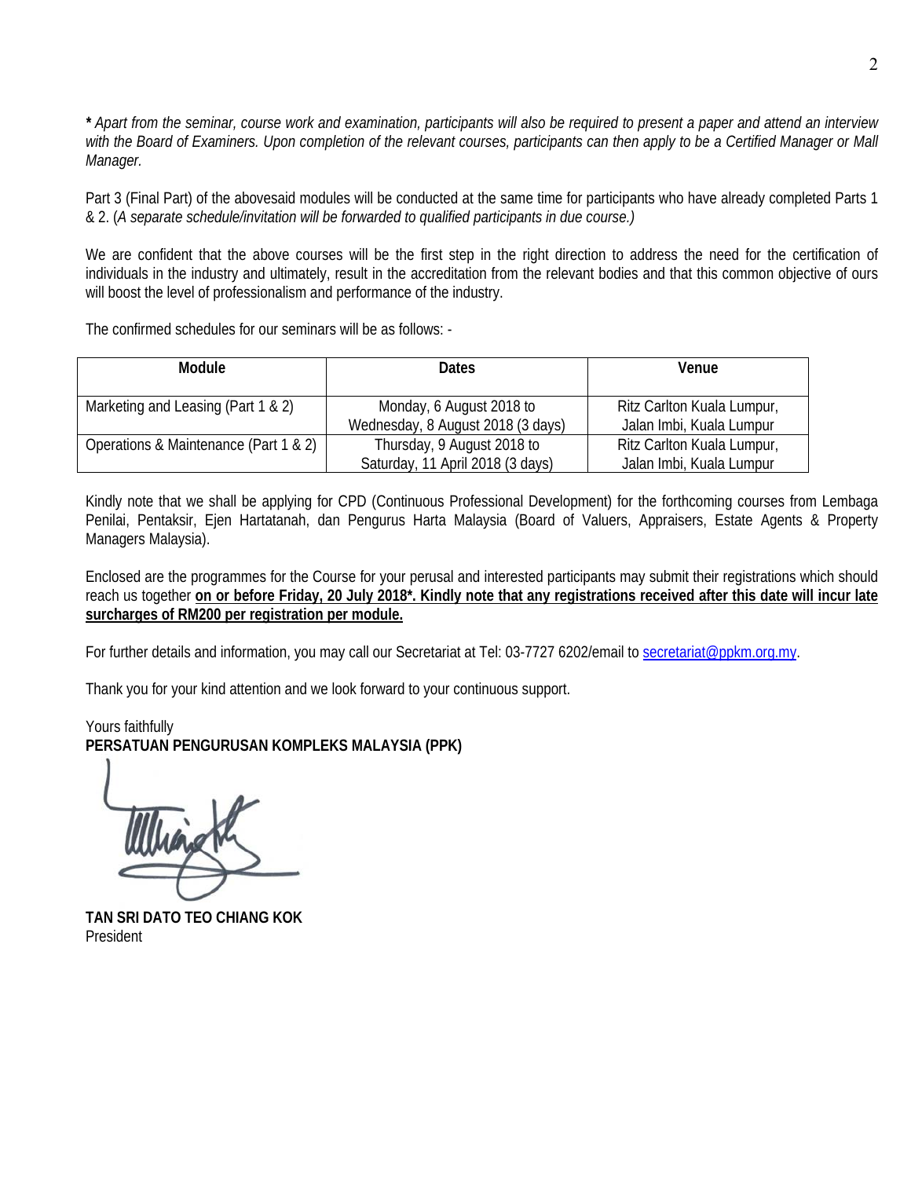***** *Apart from the seminar, course work and examination, participants will also be required to present a paper and attend an interview with the Board of Examiners. Upon completion of the relevant courses, participants can then apply to be a Certified Manager or Mall Manager.*

Part 3 (Final Part) of the abovesaid modules will be conducted at the same time for participants who have already completed Parts 1 & 2. (*A separate schedule/invitation will be forwarded to qualified participants in due course.)*

We are confident that the above courses will be the first step in the right direction to address the need for the certification of individuals in the industry and ultimately, result in the accreditation from the relevant bodies and that this common objective of ours will boost the level of professionalism and performance of the industry.

The confirmed schedules for our seminars will be as follows: -

| Module | Dates | Venue |
|---|---|---|
| Marketing and Leasing (Part 1 & 2) | Monday, 6 August 2018 to Wednesday, 8 August 2018 (3 days) | Ritz Carlton Kuala Lumpur, Jalan Imbi, Kuala Lumpur |
| Operations & Maintenance (Part 1 & 2) | Thursday, 9 August 2018 to Saturday, 11 April 2018 (3 days) | Ritz Carlton Kuala Lumpur, Jalan Imbi, Kuala Lumpur |

Kindly note that we shall be applying for CPD (Continuous Professional Development) for the forthcoming courses from Lembaga Penilai, Pentaksir, Ejen Hartatanah, dan Pengurus Harta Malaysia (Board of Valuers, Appraisers, Estate Agents & Property Managers Malaysia).

Enclosed are the programmes for the Course for your perusal and interested participants may submit their registrations which should reach us together **<u>on or before Friday, 20 July 2018*. Kindly note that any registrations received after this date will incur late surcharges of RM200 per registration per module.</u>**

For further details and information, you may call our Secretariat at Tel: 03-7727 6202/email to secretariat@ppkm.org.my.

Thank you for your kind attention and we look forward to your continuous support.

Yours faithfully
**PERSATUAN PENGURUSAN KOMPLEKS MALAYSIA (PPK)**

**TAN SRI DATO TEO CHIANG KOK**
President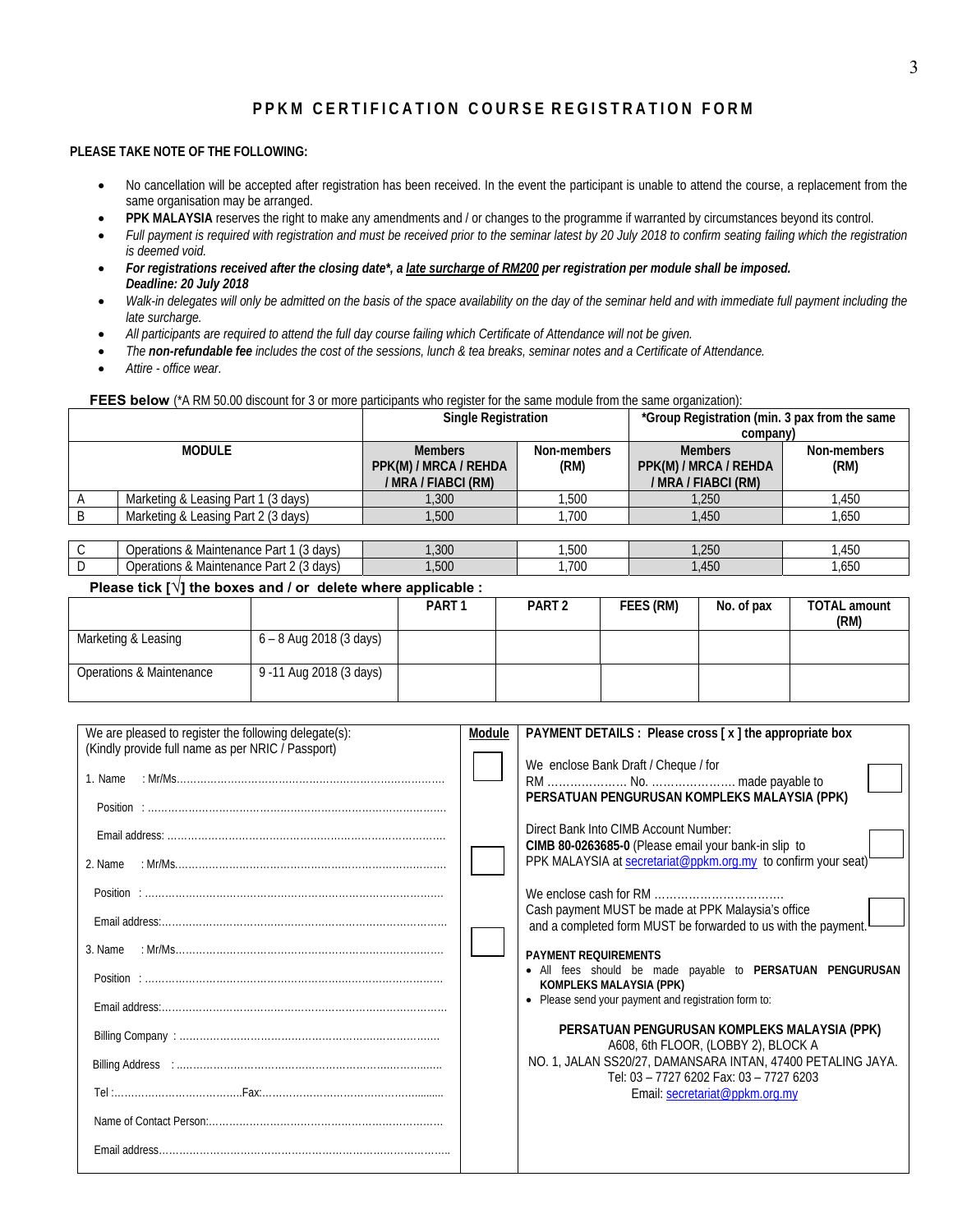# PPKM CERTIFICATION COURSE REGISTRATION FORM

**PLEASE TAKE NOTE OF THE FOLLOWING:**

- No cancellation will be accepted after registration has been received. In the event the participant is unable to attend the course, a replacement from the same organisation may be arranged.
- **PPK MALAYSIA** reserves the right to make any amendments and / or changes to the programme if warranted by circumstances beyond its control.
- *Full payment is required with registration and must be received prior to the seminar latest by 20 July 2018 to confirm seating failing which the registration is deemed void.*
- ***For registrations received after the closing date\*, a late surcharge of RM200 per registration per module shall be imposed. Deadline: 20 July 2018***
- *Walk-in delegates will only be admitted on the basis of the space availability on the day of the seminar held and with immediate full payment including the late surcharge.*
- *All participants are required to attend the full day course failing which Certificate of Attendance will not be given.*
- *The **non-refundable fee** includes the cost of the sessions, lunch & tea breaks, seminar notes and a Certificate of Attendance.*
- *Attire - office wear.*

**FEES below** (*A RM 50.00 discount for 3 or more participants who register for the same module from the same organization):

| | | Single Registration | | *Group Registration (min. 3 pax from the same company) | |
|---|---|---|---|---|---|
| MODULE | | Members PPK(M) / MRCA / REHDA / MRA / FIABCI (RM) | Non-members (RM) | Members PPK(M) / MRCA / REHDA / MRA / FIABCI (RM) | Non-members (RM) |
| A | Marketing & Leasing Part 1 (3 days) | 1,300 | 1,500 | 1,250 | 1,450 |
| B | Marketing & Leasing Part 2 (3 days) | 1,500 | 1,700 | 1,450 | 1,650 |
| C | Operations & Maintenance Part 1 (3 days) | 1,300 | 1,500 | 1,250 | 1,450 |
| D | Operations & Maintenance Part 2 (3 days) | 1,500 | 1,700 | 1,450 | 1,650 |

**Please tick [√] the boxes and / or delete where applicable :**

| | | PART 1 | PART 2 | FEES (RM) | No. of pax | TOTAL amount (RM) |
|---|---|---|---|---|---|---|
| Marketing & Leasing | 6 – 8 Aug 2018 (3 days) | | | | | |
| Operations & Maintenance | 9 -11 Aug 2018 (3 days) | | | | | |

We are pleased to register the following delegate(s):
(Kindly provide full name as per NRIC / Passport)

| Delegate | Module |
|---|---|
| 1. Name : Mr/Ms…………………………………………………………………<br>Position : ……………………………………………………………………<br>Email address: ……………………………………………………………… | ☐ |
| 2. Name : Mr/Ms…………………………………………………………………<br>Position : ……………………………………………………………………<br>Email address:……………………………………………………………… | ☐ |
| 3. Name : Mr/Ms…………………………………………………………………<br>Position : ……………………………………………………………………<br>Email address:……………………………………………………………… | ☐ |

Billing Company : ……………………………………………………………………

Billing Address : ……………………………………………………………………

Tel :……………………………….Fax:……………………………………………

Name of Contact Person:……………………………………………………………

Email address……………………………………………………………………

**PAYMENT DETAILS : Please cross [ x ] the appropriate box**

☐ We enclose Bank Draft / Cheque / for RM ………………… No. ………………… made payable to **PERSATUAN PENGURUSAN KOMPLEKS MALAYSIA (PPK)**

☐ Direct Bank Into CIMB Account Number: **CIMB 80-0263685-0** (Please email your bank-in slip to PPK MALAYSIA at secretariat@ppkm.org.my to confirm your seat)

☐ We enclose cash for RM …………………………… Cash payment MUST be made at PPK Malaysia's office and a completed form MUST be forwarded to us with the payment.

**PAYMENT REQUIREMENTS**

- All fees should be made payable to **PERSATUAN PENGURUSAN KOMPLEKS MALAYSIA (PPK)**
- Please send your payment and registration form to:

**PERSATUAN PENGURUSAN KOMPLEKS MALAYSIA (PPK)**
A608, 6th FLOOR, (LOBBY 2), BLOCK A
NO. 1, JALAN SS20/27, DAMANSARA INTAN, 47400 PETALING JAYA.
Tel: 03 – 7727 6202 Fax: 03 – 7727 6203
Email: secretariat@ppkm.org.my